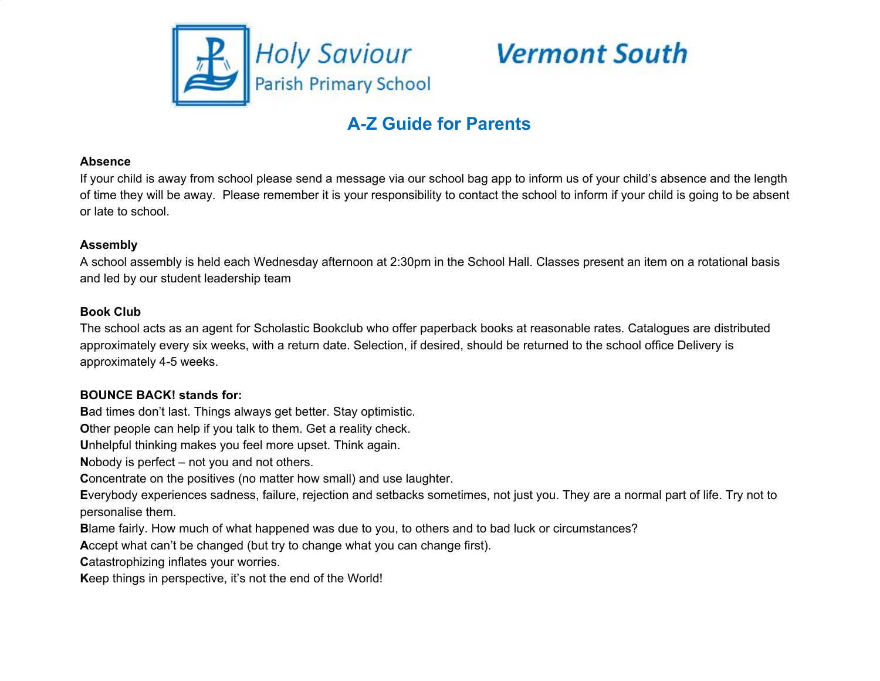Holy Saviour Parish Primary School — Vermont South

# A-Z Guide for Parents

**Absence**

If your child is away from school please send a message via our school bag app to inform us of your child's absence and the length of time they will be away. Please remember it is your responsibility to contact the school to inform if your child is going to be absent or late to school.

**Assembly**

A school assembly is held each Wednesday afternoon at 2:30pm in the School Hall. Classes present an item on a rotational basis and led by our student leadership team

**Book Club**

The school acts as an agent for Scholastic Bookclub who offer paperback books at reasonable rates. Catalogues are distributed approximately every six weeks, with a return date. Selection, if desired, should be returned to the school office Delivery is approximately 4-5 weeks.

**BOUNCE BACK! stands for:**

**B**ad times don't last. Things always get better. Stay optimistic.
**O**ther people can help if you talk to them. Get a reality check.
**U**nhelpful thinking makes you feel more upset. Think again.
**N**obody is perfect – not you and not others.
**C**oncentrate on the positives (no matter how small) and use laughter.
**E**verybody experiences sadness, failure, rejection and setbacks sometimes, not just you. They are a normal part of life. Try not to personalise them.
**B**lame fairly. How much of what happened was due to you, to others and to bad luck or circumstances?
**A**ccept what can't be changed (but try to change what you can change first).
**C**atastrophizing inflates your worries.
**K**eep things in perspective, it's not the end of the World!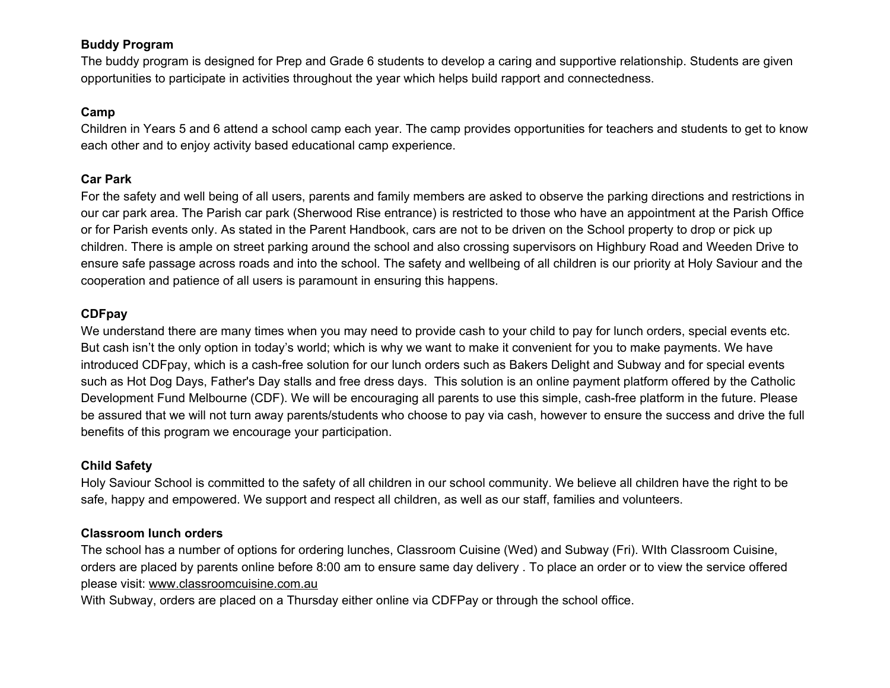**Buddy Program**

The buddy program is designed for Prep and Grade 6 students to develop a caring and supportive relationship. Students are given opportunities to participate in activities throughout the year which helps build rapport and connectedness.

**Camp**

Children in Years 5 and 6 attend a school camp each year. The camp provides opportunities for teachers and students to get to know each other and to enjoy activity based educational camp experience.

**Car Park**

For the safety and well being of all users, parents and family members are asked to observe the parking directions and restrictions in our car park area. The Parish car park (Sherwood Rise entrance) is restricted to those who have an appointment at the Parish Office or for Parish events only. As stated in the Parent Handbook, cars are not to be driven on the School property to drop or pick up children. There is ample on street parking around the school and also crossing supervisors on Highbury Road and Weeden Drive to ensure safe passage across roads and into the school. The safety and wellbeing of all children is our priority at Holy Saviour and the cooperation and patience of all users is paramount in ensuring this happens.

**CDFpay**

We understand there are many times when you may need to provide cash to your child to pay for lunch orders, special events etc. But cash isn't the only option in today's world; which is why we want to make it convenient for you to make payments. We have introduced CDFpay, which is a cash-free solution for our lunch orders such as Bakers Delight and Subway and for special events such as Hot Dog Days, Father's Day stalls and free dress days. This solution is an online payment platform offered by the Catholic Development Fund Melbourne (CDF). We will be encouraging all parents to use this simple, cash-free platform in the future. Please be assured that we will not turn away parents/students who choose to pay via cash, however to ensure the success and drive the full benefits of this program we encourage your participation.

**Child Safety**

Holy Saviour School is committed to the safety of all children in our school community. We believe all children have the right to be safe, happy and empowered. We support and respect all children, as well as our staff, families and volunteers.

**Classroom lunch orders**

The school has a number of options for ordering lunches, Classroom Cuisine (Wed) and Subway (Fri). WIth Classroom Cuisine, orders are placed by parents online before 8:00 am to ensure same day delivery . To place an order or to view the service offered please visit: www.classroomcuisine.com.au

With Subway, orders are placed on a Thursday either online via CDFPay or through the school office.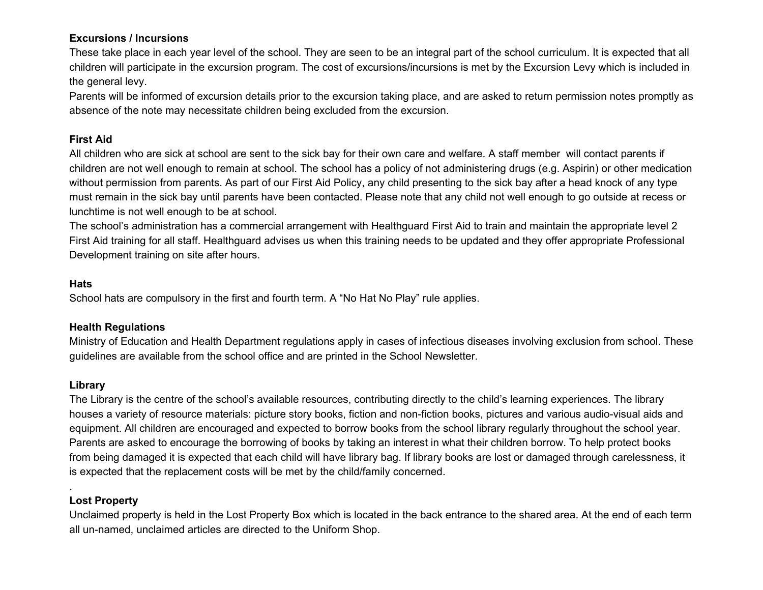**Excursions / Incursions**

These take place in each year level of the school. They are seen to be an integral part of the school curriculum. It is expected that all children will participate in the excursion program. The cost of excursions/incursions is met by the Excursion Levy which is included in the general levy.

Parents will be informed of excursion details prior to the excursion taking place, and are asked to return permission notes promptly as absence of the note may necessitate children being excluded from the excursion.

**First Aid**

All children who are sick at school are sent to the sick bay for their own care and welfare. A staff member will contact parents if children are not well enough to remain at school. The school has a policy of not administering drugs (e.g. Aspirin) or other medication without permission from parents. As part of our First Aid Policy, any child presenting to the sick bay after a head knock of any type must remain in the sick bay until parents have been contacted. Please note that any child not well enough to go outside at recess or lunchtime is not well enough to be at school.

The school's administration has a commercial arrangement with Healthguard First Aid to train and maintain the appropriate level 2 First Aid training for all staff. Healthguard advises us when this training needs to be updated and they offer appropriate Professional Development training on site after hours.

**Hats**

School hats are compulsory in the first and fourth term. A "No Hat No Play" rule applies.

**Health Regulations**

Ministry of Education and Health Department regulations apply in cases of infectious diseases involving exclusion from school. These guidelines are available from the school office and are printed in the School Newsletter.

**Library**

The Library is the centre of the school's available resources, contributing directly to the child's learning experiences. The library houses a variety of resource materials: picture story books, fiction and non-fiction books, pictures and various audio-visual aids and equipment. All children are encouraged and expected to borrow books from the school library regularly throughout the school year. Parents are asked to encourage the borrowing of books by taking an interest in what their children borrow. To help protect books from being damaged it is expected that each child will have library bag. If library books are lost or damaged through carelessness, it is expected that the replacement costs will be met by the child/family concerned.

**Lost Property**

Unclaimed property is held in the Lost Property Box which is located in the back entrance to the shared area. At the end of each term all un-named, unclaimed articles are directed to the Uniform Shop.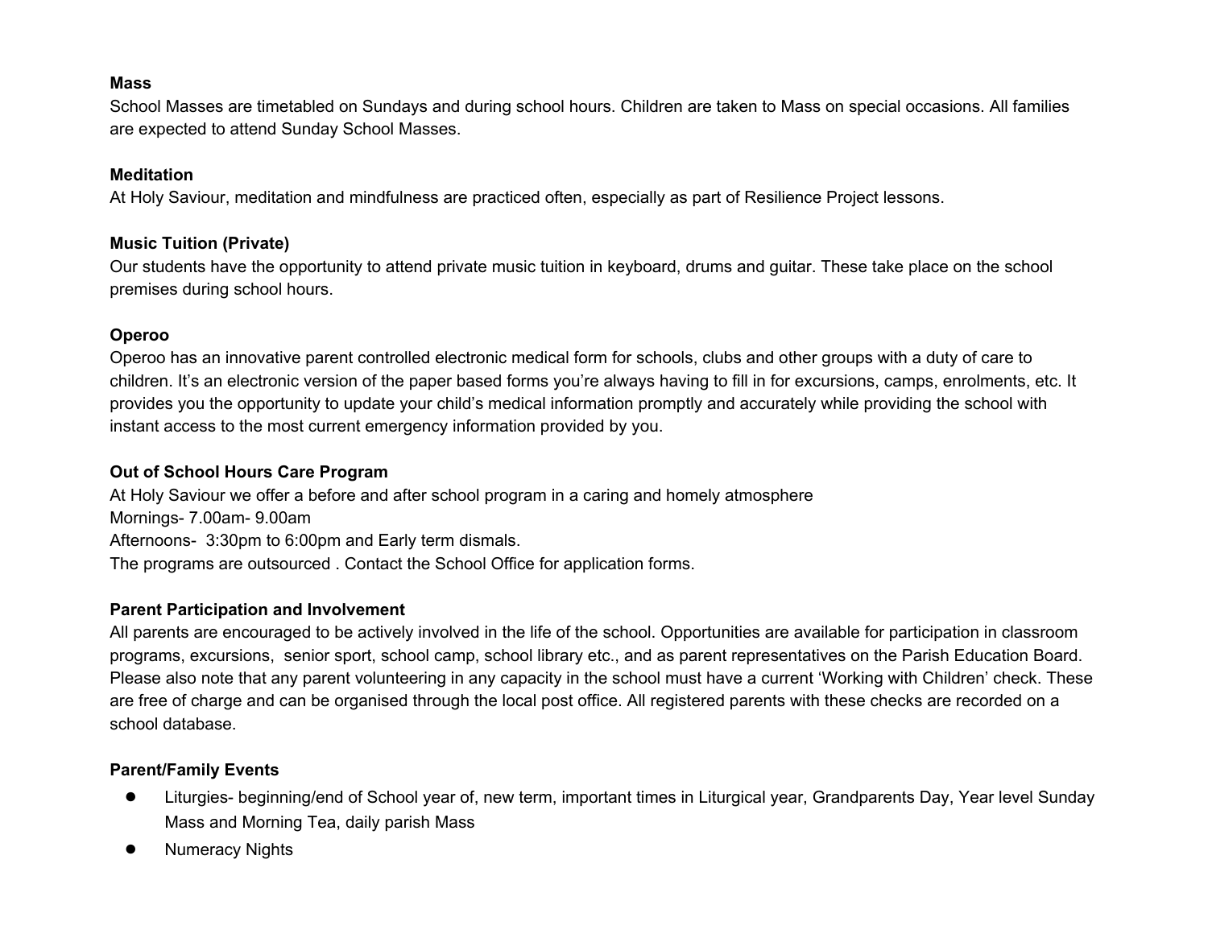**Mass**

School Masses are timetabled on Sundays and during school hours. Children are taken to Mass on special occasions. All families are expected to attend Sunday School Masses.

**Meditation**

At Holy Saviour, meditation and mindfulness are practiced often, especially as part of Resilience Project lessons.

**Music Tuition (Private)**

Our students have the opportunity to attend private music tuition in keyboard, drums and guitar. These take place on the school premises during school hours.

**Operoo**

Operoo has an innovative parent controlled electronic medical form for schools, clubs and other groups with a duty of care to children. It's an electronic version of the paper based forms you're always having to fill in for excursions, camps, enrolments, etc. It provides you the opportunity to update your child's medical information promptly and accurately while providing the school with instant access to the most current emergency information provided by you.

**Out of School Hours Care Program**

At Holy Saviour we offer a before and after school program in a caring and homely atmosphere
Mornings- 7.00am- 9.00am
Afternoons- 3:30pm to 6:00pm and Early term dismals.
The programs are outsourced . Contact the School Office for application forms.

**Parent Participation and Involvement**

All parents are encouraged to be actively involved in the life of the school. Opportunities are available for participation in classroom programs, excursions, senior sport, school camp, school library etc., and as parent representatives on the Parish Education Board. Please also note that any parent volunteering in any capacity in the school must have a current 'Working with Children' check. These are free of charge and can be organised through the local post office. All registered parents with these checks are recorded on a school database.

**Parent/Family Events**

- Liturgies- beginning/end of School year of, new term, important times in Liturgical year, Grandparents Day, Year level Sunday Mass and Morning Tea, daily parish Mass
- Numeracy Nights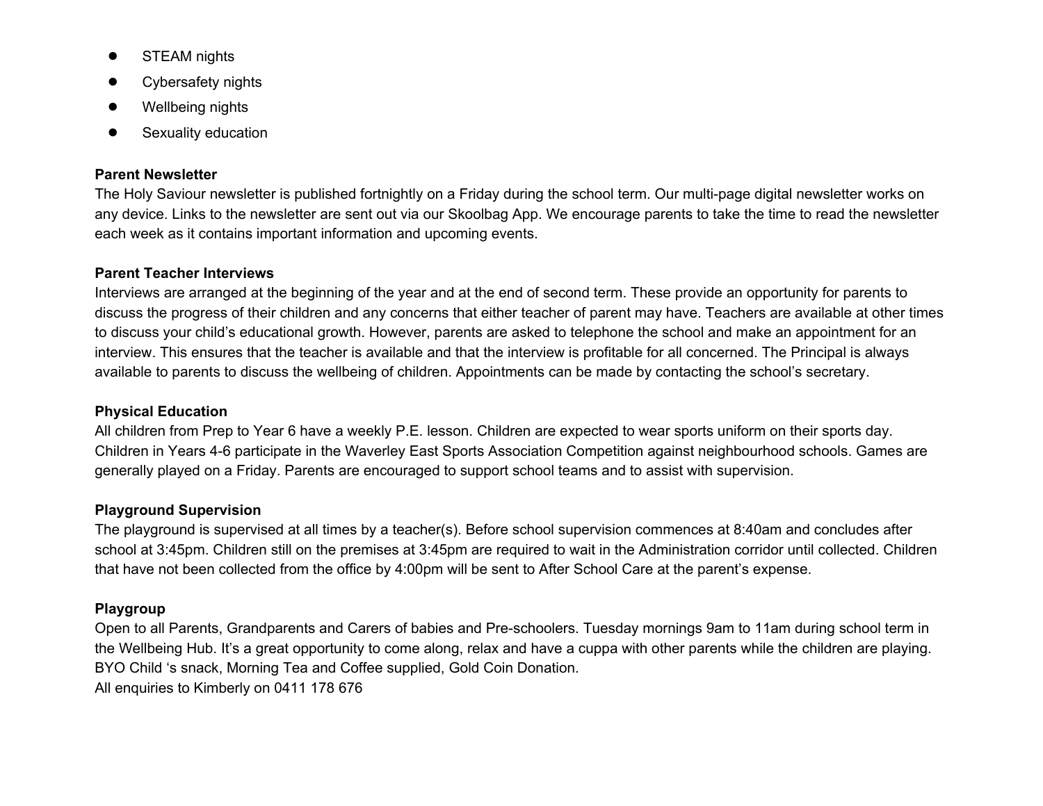- STEAM nights
- Cybersafety nights
- Wellbeing nights
- Sexuality education

**Parent Newsletter**
The Holy Saviour newsletter is published fortnightly on a Friday during the school term. Our multi-page digital newsletter works on any device. Links to the newsletter are sent out via our Skoolbag App. We encourage parents to take the time to read the newsletter each week as it contains important information and upcoming events.

**Parent Teacher Interviews**
Interviews are arranged at the beginning of the year and at the end of second term. These provide an opportunity for parents to discuss the progress of their children and any concerns that either teacher of parent may have. Teachers are available at other times to discuss your child's educational growth. However, parents are asked to telephone the school and make an appointment for an interview. This ensures that the teacher is available and that the interview is profitable for all concerned. The Principal is always available to parents to discuss the wellbeing of children. Appointments can be made by contacting the school's secretary.

**Physical Education**
All children from Prep to Year 6 have a weekly P.E. lesson. Children are expected to wear sports uniform on their sports day. Children in Years 4-6 participate in the Waverley East Sports Association Competition against neighbourhood schools. Games are generally played on a Friday. Parents are encouraged to support school teams and to assist with supervision.

**Playground Supervision**
The playground is supervised at all times by a teacher(s). Before school supervision commences at 8:40am and concludes after school at 3:45pm. Children still on the premises at 3:45pm are required to wait in the Administration corridor until collected. Children that have not been collected from the office by 4:00pm will be sent to After School Care at the parent's expense.

**Playgroup**
Open to all Parents, Grandparents and Carers of babies and Pre-schoolers. Tuesday mornings 9am to 11am during school term in the Wellbeing Hub. It's a great opportunity to come along, relax and have a cuppa with other parents while the children are playing. BYO Child 's snack, Morning Tea and Coffee supplied, Gold Coin Donation.
All enquiries to Kimberly on 0411 178 676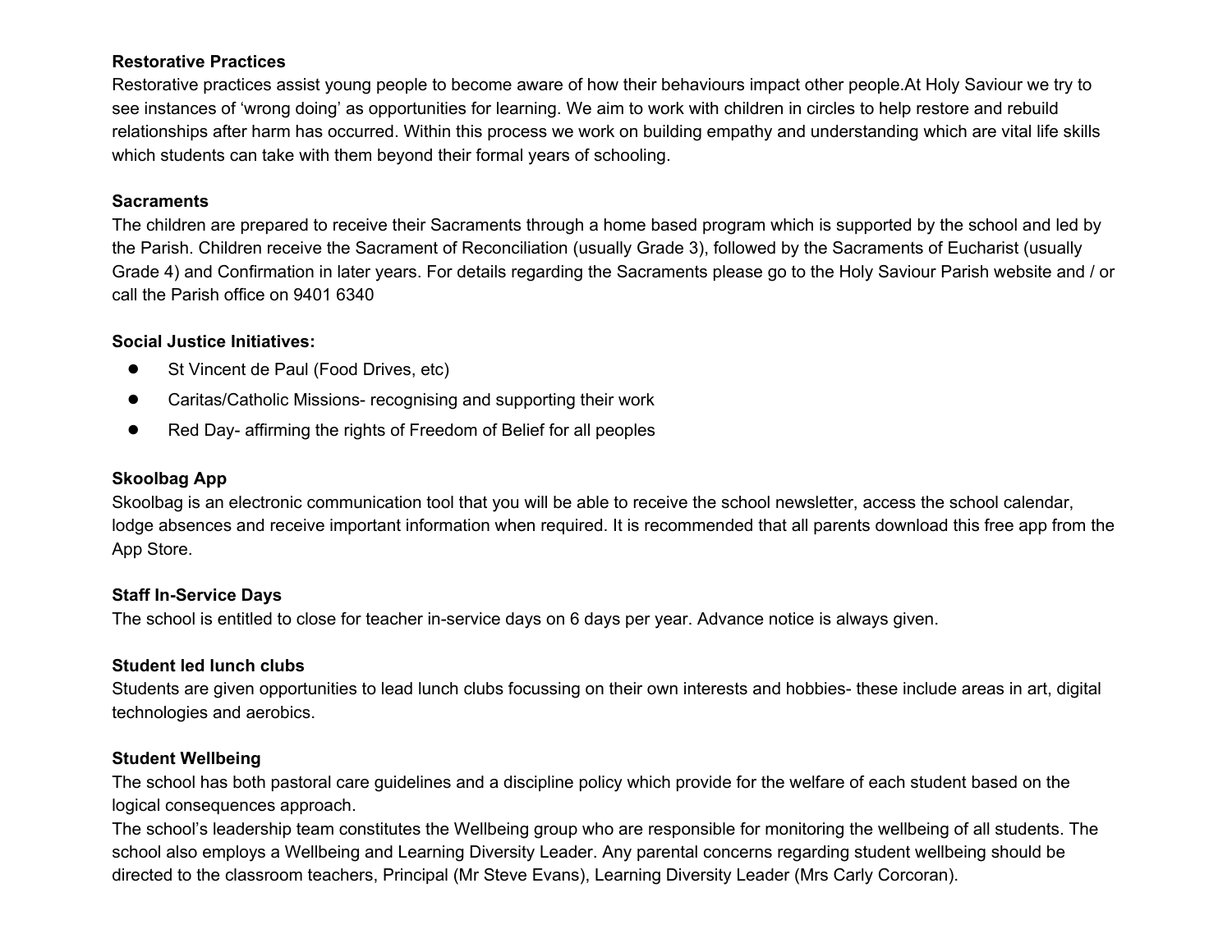**Restorative Practices**

Restorative practices assist young people to become aware of how their behaviours impact other people.At Holy Saviour we try to see instances of 'wrong doing' as opportunities for learning. We aim to work with children in circles to help restore and rebuild relationships after harm has occurred. Within this process we work on building empathy and understanding which are vital life skills which students can take with them beyond their formal years of schooling.

**Sacraments**

The children are prepared to receive their Sacraments through a home based program which is supported by the school and led by the Parish. Children receive the Sacrament of Reconciliation (usually Grade 3), followed by the Sacraments of Eucharist (usually Grade 4) and Confirmation in later years. For details regarding the Sacraments please go to the Holy Saviour Parish website and / or call the Parish office on 9401 6340

**Social Justice Initiatives:**

- St Vincent de Paul (Food Drives, etc)
- Caritas/Catholic Missions- recognising and supporting their work
- Red Day- affirming the rights of Freedom of Belief for all peoples

**Skoolbag App**

Skoolbag is an electronic communication tool that you will be able to receive the school newsletter, access the school calendar, lodge absences and receive important information when required. It is recommended that all parents download this free app from the App Store.

**Staff In-Service Days**

The school is entitled to close for teacher in-service days on 6 days per year. Advance notice is always given.

**Student led lunch clubs**

Students are given opportunities to lead lunch clubs focussing on their own interests and hobbies- these include areas in art, digital technologies and aerobics.

**Student Wellbeing**

The school has both pastoral care guidelines and a discipline policy which provide for the welfare of each student based on the logical consequences approach.

The school's leadership team constitutes the Wellbeing group who are responsible for monitoring the wellbeing of all students. The school also employs a Wellbeing and Learning Diversity Leader. Any parental concerns regarding student wellbeing should be directed to the classroom teachers, Principal (Mr Steve Evans), Learning Diversity Leader (Mrs Carly Corcoran).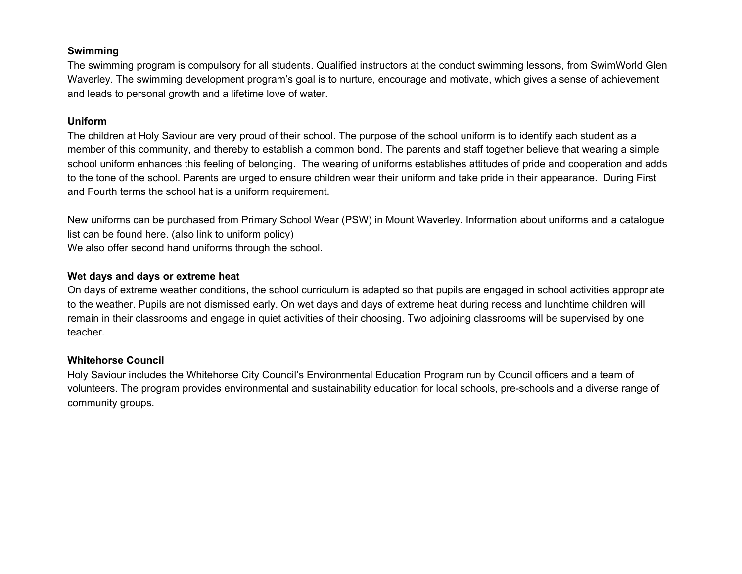**Swimming**

The swimming program is compulsory for all students. Qualified instructors at the conduct swimming lessons, from SwimWorld Glen Waverley. The swimming development program's goal is to nurture, encourage and motivate, which gives a sense of achievement and leads to personal growth and a lifetime love of water.

**Uniform**

The children at Holy Saviour are very proud of their school. The purpose of the school uniform is to identify each student as a member of this community, and thereby to establish a common bond. The parents and staff together believe that wearing a simple school uniform enhances this feeling of belonging. The wearing of uniforms establishes attitudes of pride and cooperation and adds to the tone of the school. Parents are urged to ensure children wear their uniform and take pride in their appearance. During First and Fourth terms the school hat is a uniform requirement.

New uniforms can be purchased from Primary School Wear (PSW) in Mount Waverley. Information about uniforms and a catalogue list can be found here. (also link to uniform policy)
We also offer second hand uniforms through the school.

**Wet days and days or extreme heat**

On days of extreme weather conditions, the school curriculum is adapted so that pupils are engaged in school activities appropriate to the weather. Pupils are not dismissed early. On wet days and days of extreme heat during recess and lunchtime children will remain in their classrooms and engage in quiet activities of their choosing. Two adjoining classrooms will be supervised by one teacher.

**Whitehorse Council**

Holy Saviour includes the Whitehorse City Council's Environmental Education Program run by Council officers and a team of volunteers. The program provides environmental and sustainability education for local schools, pre-schools and a diverse range of community groups.